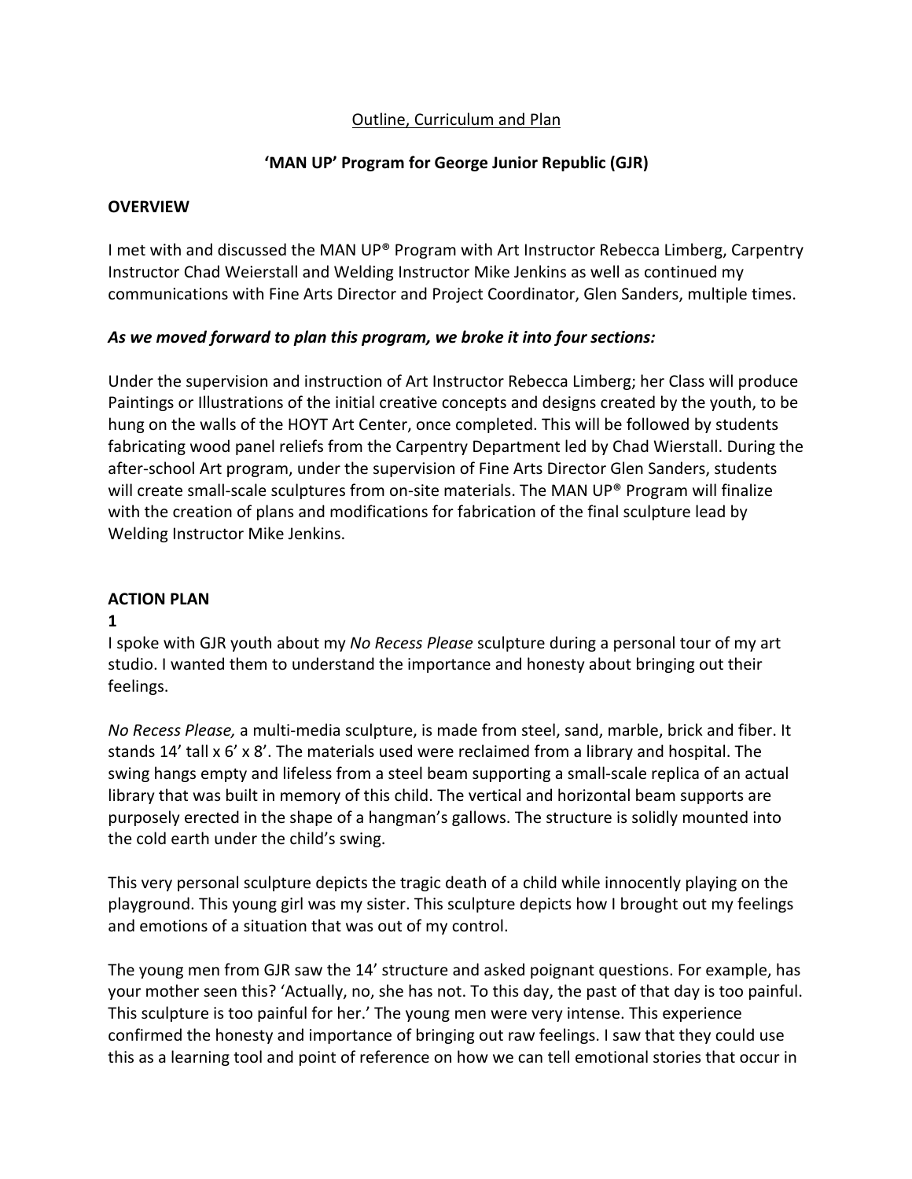Outline, Curriculum and Plan

## 'MAN UP' Program for George Junior Republic (GJR)

### OVERVIEW

I met with and discussed the MAN UP® Program with Art Instructor Rebecca Limberg, Carpentry Instructor Chad Weierstall and Welding Instructor Mike Jenkins as well as continued my communications with Fine Arts Director and Project Coordinator, Glen Sanders, multiple times.

***As we moved forward to plan this program, we broke it into four sections:***

Under the supervision and instruction of Art Instructor Rebecca Limberg; her Class will produce Paintings or Illustrations of the initial creative concepts and designs created by the youth, to be hung on the walls of the HOYT Art Center, once completed. This will be followed by students fabricating wood panel reliefs from the Carpentry Department led by Chad Wierstall. During the after-school Art program, under the supervision of Fine Arts Director Glen Sanders, students will create small-scale sculptures from on-site materials. The MAN UP® Program will finalize with the creation of plans and modifications for fabrication of the final sculpture lead by Welding Instructor Mike Jenkins.

### ACTION PLAN

**1**

I spoke with GJR youth about my *No Recess Please* sculpture during a personal tour of my art studio. I wanted them to understand the importance and honesty about bringing out their feelings.

*No Recess Please,* a multi-media sculpture, is made from steel, sand, marble, brick and fiber. It stands 14' tall x 6' x 8'. The materials used were reclaimed from a library and hospital. The swing hangs empty and lifeless from a steel beam supporting a small-scale replica of an actual library that was built in memory of this child. The vertical and horizontal beam supports are purposely erected in the shape of a hangman's gallows. The structure is solidly mounted into the cold earth under the child's swing.

This very personal sculpture depicts the tragic death of a child while innocently playing on the playground. This young girl was my sister. This sculpture depicts how I brought out my feelings and emotions of a situation that was out of my control.

The young men from GJR saw the 14' structure and asked poignant questions. For example, has your mother seen this? 'Actually, no, she has not. To this day, the past of that day is too painful. This sculpture is too painful for her.' The young men were very intense. This experience confirmed the honesty and importance of bringing out raw feelings. I saw that they could use this as a learning tool and point of reference on how we can tell emotional stories that occur in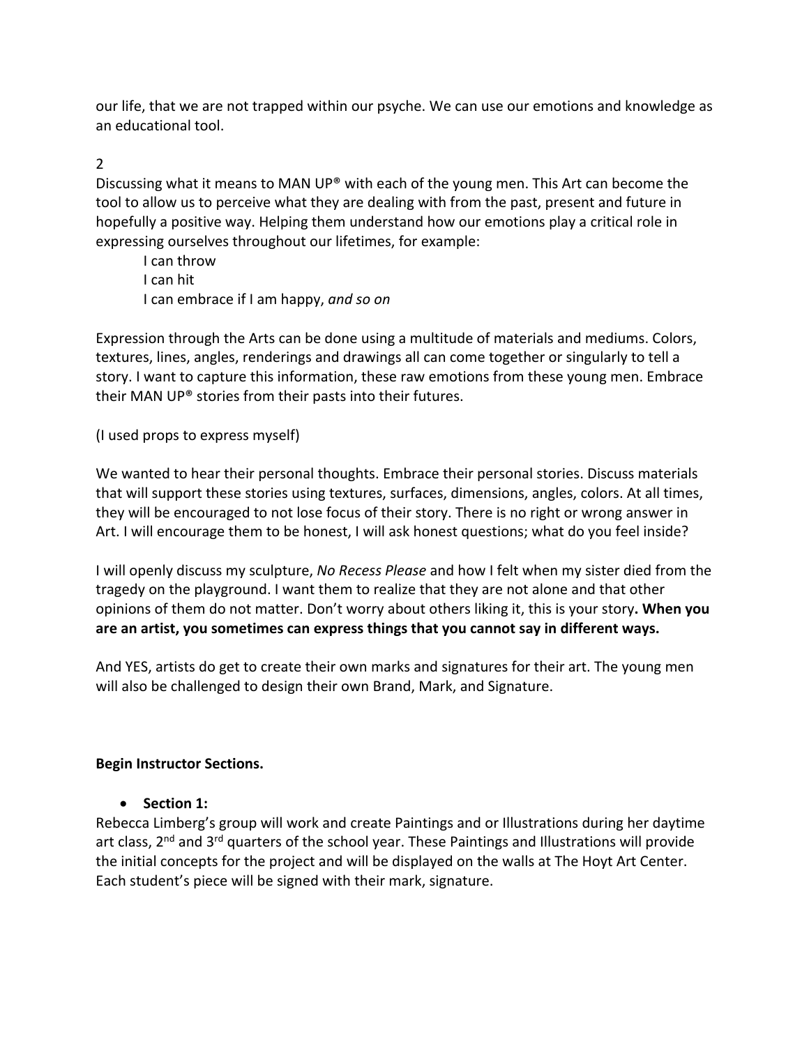our life, that we are not trapped within our psyche. We can use our emotions and knowledge as an educational tool.

2

Discussing what it means to MAN UP® with each of the young men. This Art can become the tool to allow us to perceive what they are dealing with from the past, present and future in hopefully a positive way. Helping them understand how our emotions play a critical role in expressing ourselves throughout our lifetimes, for example:

> I can throw
> I can hit
> I can embrace if I am happy, *and so on*

Expression through the Arts can be done using a multitude of materials and mediums. Colors, textures, lines, angles, renderings and drawings all can come together or singularly to tell a story. I want to capture this information, these raw emotions from these young men. Embrace their MAN UP® stories from their pasts into their futures.

(I used props to express myself)

We wanted to hear their personal thoughts. Embrace their personal stories. Discuss materials that will support these stories using textures, surfaces, dimensions, angles, colors. At all times, they will be encouraged to not lose focus of their story. There is no right or wrong answer in Art. I will encourage them to be honest, I will ask honest questions; what do you feel inside?

I will openly discuss my sculpture, *No Recess Please* and how I felt when my sister died from the tragedy on the playground. I want them to realize that they are not alone and that other opinions of them do not matter. Don't worry about others liking it, this is your story**. When you are an artist, you sometimes can express things that you cannot say in different ways.**

And YES, artists do get to create their own marks and signatures for their art. The young men will also be challenged to design their own Brand, Mark, and Signature.

**Begin Instructor Sections.**

- **Section 1:**

Rebecca Limberg's group will work and create Paintings and or Illustrations during her daytime art class, 2nd and 3rd quarters of the school year. These Paintings and Illustrations will provide the initial concepts for the project and will be displayed on the walls at The Hoyt Art Center. Each student's piece will be signed with their mark, signature.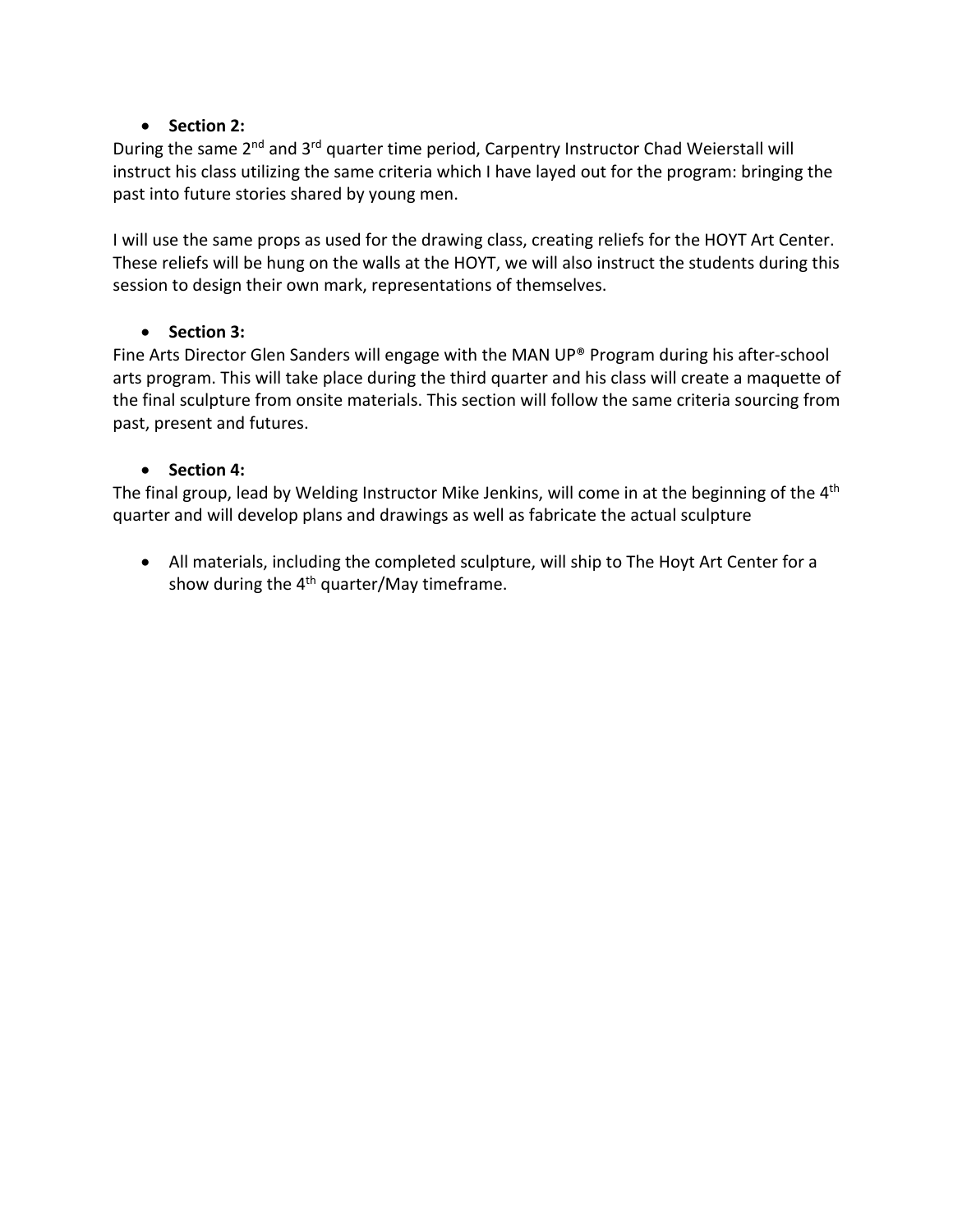- **Section 2:**

During the same 2nd and 3rd quarter time period, Carpentry Instructor Chad Weierstall will instruct his class utilizing the same criteria which I have layed out for the program: bringing the past into future stories shared by young men.

I will use the same props as used for the drawing class, creating reliefs for the HOYT Art Center. These reliefs will be hung on the walls at the HOYT, we will also instruct the students during this session to design their own mark, representations of themselves.

- **Section 3:**

Fine Arts Director Glen Sanders will engage with the MAN UP® Program during his after-school arts program. This will take place during the third quarter and his class will create a maquette of the final sculpture from onsite materials. This section will follow the same criteria sourcing from past, present and futures.

- **Section 4:**

The final group, lead by Welding Instructor Mike Jenkins, will come in at the beginning of the 4th quarter and will develop plans and drawings as well as fabricate the actual sculpture

- All materials, including the completed sculpture, will ship to The Hoyt Art Center for a show during the 4th quarter/May timeframe.